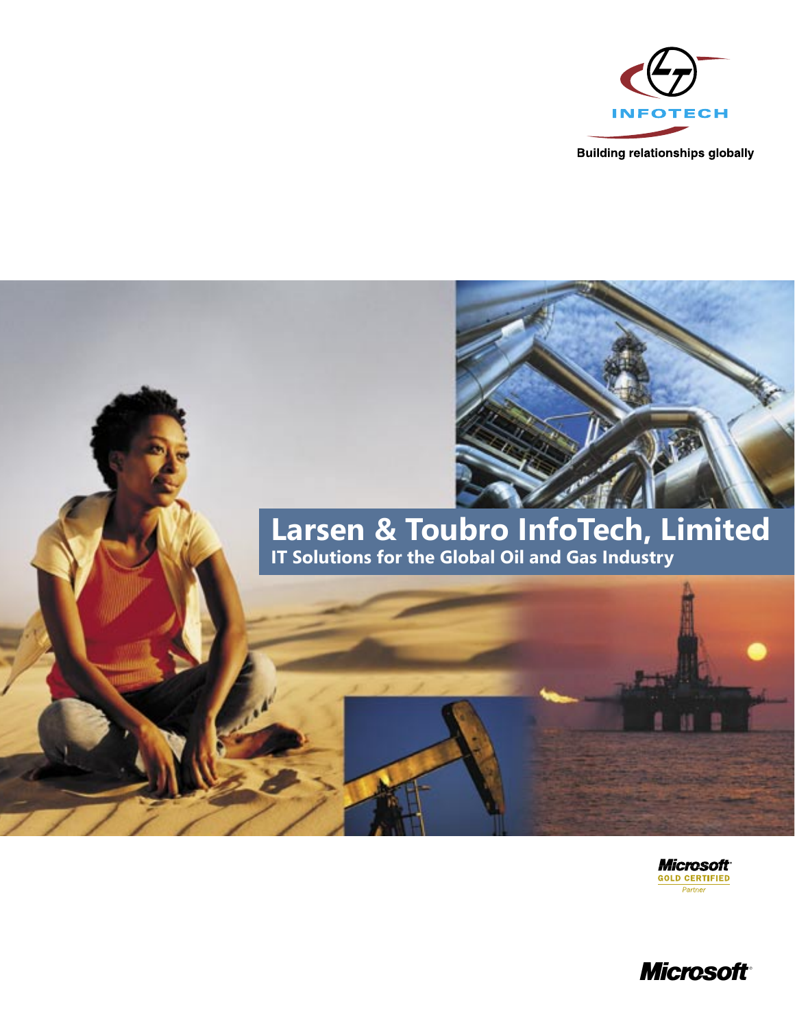INFOTECH

Building relationships globally

# Larsen & Toubro InfoTech, Limited

## IT Solutions for the Global Oil and Gas Industry

Microsoft GOLD CERTIFIED Partner

Microsoft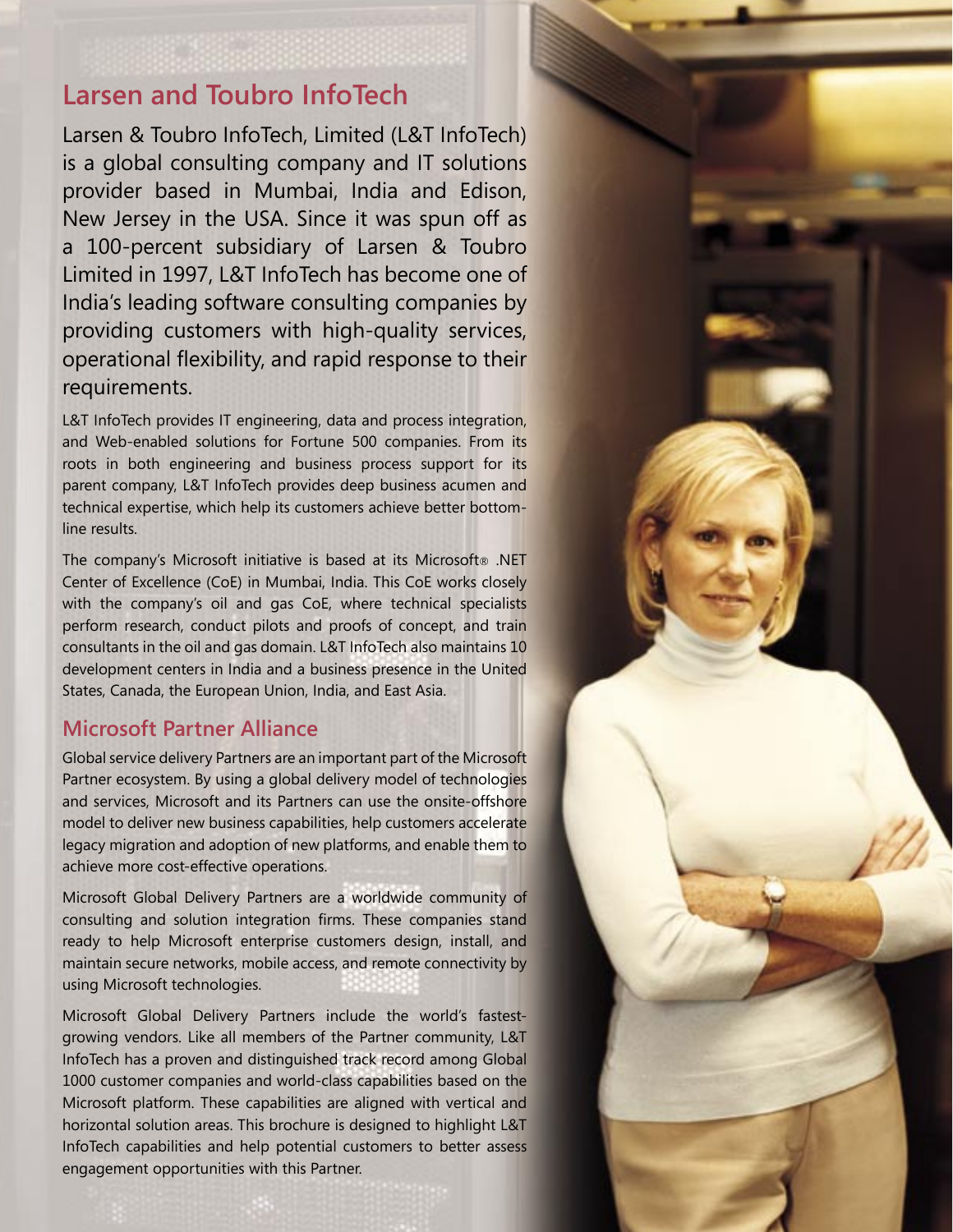## Larsen and Toubro InfoTech

Larsen & Toubro InfoTech, Limited (L&T InfoTech) is a global consulting company and IT solutions provider based in Mumbai, India and Edison, New Jersey in the USA. Since it was spun off as a 100-percent subsidiary of Larsen & Toubro Limited in 1997, L&T InfoTech has become one of India's leading software consulting companies by providing customers with high-quality services, operational flexibility, and rapid response to their requirements.

L&T InfoTech provides IT engineering, data and process integration, and Web-enabled solutions for Fortune 500 companies. From its roots in both engineering and business process support for its parent company, L&T InfoTech provides deep business acumen and technical expertise, which help its customers achieve better bottom-line results.

The company's Microsoft initiative is based at its Microsoft® .NET Center of Excellence (CoE) in Mumbai, India. This CoE works closely with the company's oil and gas CoE, where technical specialists perform research, conduct pilots and proofs of concept, and train consultants in the oil and gas domain. L&T InfoTech also maintains 10 development centers in India and a business presence in the United States, Canada, the European Union, India, and East Asia.

### Microsoft Partner Alliance

Global service delivery Partners are an important part of the Microsoft Partner ecosystem. By using a global delivery model of technologies and services, Microsoft and its Partners can use the onsite-offshore model to deliver new business capabilities, help customers accelerate legacy migration and adoption of new platforms, and enable them to achieve more cost-effective operations.

Microsoft Global Delivery Partners are a worldwide community of consulting and solution integration firms. These companies stand ready to help Microsoft enterprise customers design, install, and maintain secure networks, mobile access, and remote connectivity by using Microsoft technologies.

Microsoft Global Delivery Partners include the world's fastest-growing vendors. Like all members of the Partner community, L&T InfoTech has a proven and distinguished track record among Global 1000 customer companies and world-class capabilities based on the Microsoft platform. These capabilities are aligned with vertical and horizontal solution areas. This brochure is designed to highlight L&T InfoTech capabilities and help potential customers to better assess engagement opportunities with this Partner.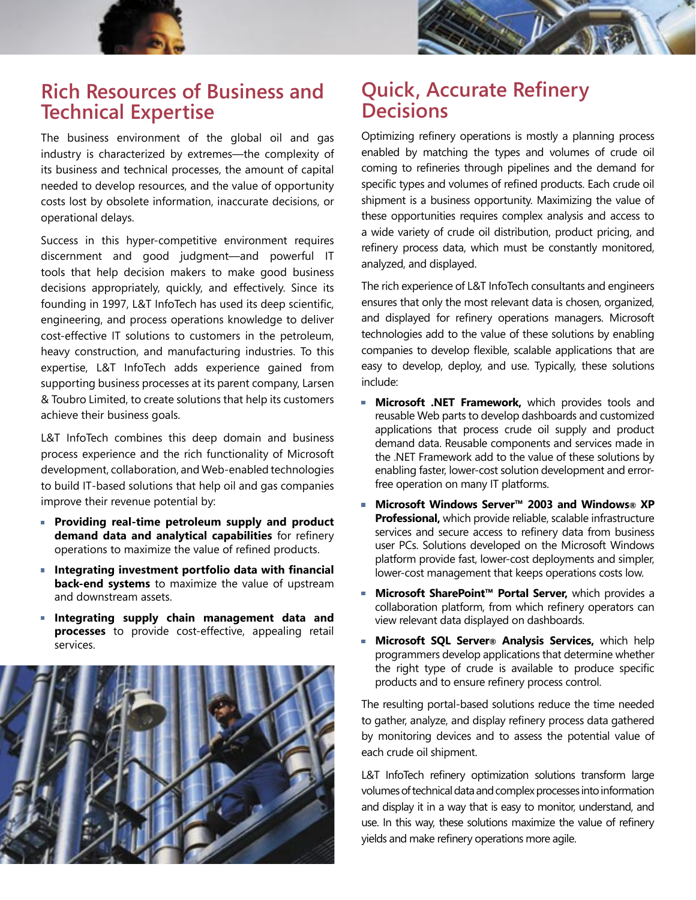## Rich Resources of Business and Technical Expertise

The business environment of the global oil and gas industry is characterized by extremes—the complexity of its business and technical processes, the amount of capital needed to develop resources, and the value of opportunity costs lost by obsolete information, inaccurate decisions, or operational delays.

Success in this hyper-competitive environment requires discernment and good judgment—and powerful IT tools that help decision makers to make good business decisions appropriately, quickly, and effectively. Since its founding in 1997, L&T InfoTech has used its deep scientific, engineering, and process operations knowledge to deliver cost-effective IT solutions to customers in the petroleum, heavy construction, and manufacturing industries. To this expertise, L&T InfoTech adds experience gained from supporting business processes at its parent company, Larsen & Toubro Limited, to create solutions that help its customers achieve their business goals.

L&T InfoTech combines this deep domain and business process experience and the rich functionality of Microsoft development, collaboration, and Web-enabled technologies to build IT-based solutions that help oil and gas companies improve their revenue potential by:

- **Providing real-time petroleum supply and product demand data and analytical capabilities** for refinery operations to maximize the value of refined products.
- **Integrating investment portfolio data with financial back-end systems** to maximize the value of upstream and downstream assets.
- **Integrating supply chain management data and processes** to provide cost-effective, appealing retail services.

## Quick, Accurate Refinery Decisions

Optimizing refinery operations is mostly a planning process enabled by matching the types and volumes of crude oil coming to refineries through pipelines and the demand for specific types and volumes of refined products. Each crude oil shipment is a business opportunity. Maximizing the value of these opportunities requires complex analysis and access to a wide variety of crude oil distribution, product pricing, and refinery process data, which must be constantly monitored, analyzed, and displayed.

The rich experience of L&T InfoTech consultants and engineers ensures that only the most relevant data is chosen, organized, and displayed for refinery operations managers. Microsoft technologies add to the value of these solutions by enabling companies to develop flexible, scalable applications that are easy to develop, deploy, and use. Typically, these solutions include:

- **Microsoft .NET Framework,** which provides tools and reusable Web parts to develop dashboards and customized applications that process crude oil supply and product demand data. Reusable components and services made in the .NET Framework add to the value of these solutions by enabling faster, lower-cost solution development and error-free operation on many IT platforms.
- **Microsoft Windows Server™ 2003 and Windows® XP Professional,** which provide reliable, scalable infrastructure services and secure access to refinery data from business user PCs. Solutions developed on the Microsoft Windows platform provide fast, lower-cost deployments and simpler, lower-cost management that keeps operations costs low.
- **Microsoft SharePoint™ Portal Server,** which provides a collaboration platform, from which refinery operators can view relevant data displayed on dashboards.
- **Microsoft SQL Server® Analysis Services,** which help programmers develop applications that determine whether the right type of crude is available to produce specific products and to ensure refinery process control.

The resulting portal-based solutions reduce the time needed to gather, analyze, and display refinery process data gathered by monitoring devices and to assess the potential value of each crude oil shipment.

L&T InfoTech refinery optimization solutions transform large volumes of technical data and complex processes into information and display it in a way that is easy to monitor, understand, and use. In this way, these solutions maximize the value of refinery yields and make refinery operations more agile.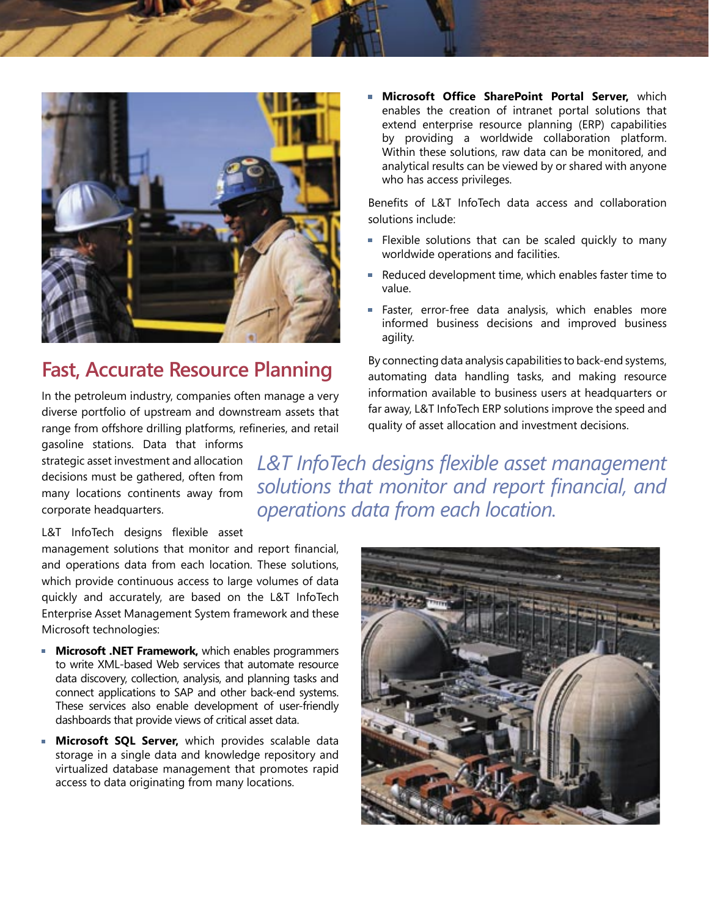## Fast, Accurate Resource Planning

In the petroleum industry, companies often manage a very diverse portfolio of upstream and downstream assets that range from offshore drilling platforms, refineries, and retail gasoline stations. Data that informs strategic asset investment and allocation decisions must be gathered, often from many locations continents away from corporate headquarters.

L&T InfoTech designs flexible asset management solutions that monitor and report financial, and operations data from each location. These solutions, which provide continuous access to large volumes of data quickly and accurately, are based on the L&T InfoTech Enterprise Asset Management System framework and these Microsoft technologies:

- **Microsoft .NET Framework,** which enables programmers to write XML-based Web services that automate resource data discovery, collection, analysis, and planning tasks and connect applications to SAP and other back-end systems. These services also enable development of user-friendly dashboards that provide views of critical asset data.
- **Microsoft SQL Server,** which provides scalable data storage in a single data and knowledge repository and virtualized database management that promotes rapid access to data originating from many locations.
- **Microsoft Office SharePoint Portal Server,** which enables the creation of intranet portal solutions that extend enterprise resource planning (ERP) capabilities by providing a worldwide collaboration platform. Within these solutions, raw data can be monitored, and analytical results can be viewed by or shared with anyone who has access privileges.

Benefits of L&T InfoTech data access and collaboration solutions include:

- Flexible solutions that can be scaled quickly to many worldwide operations and facilities.
- Reduced development time, which enables faster time to value.
- Faster, error-free data analysis, which enables more informed business decisions and improved business agility.

By connecting data analysis capabilities to back-end systems, automating data handling tasks, and making resource information available to business users at headquarters or far away, L&T InfoTech ERP solutions improve the speed and quality of asset allocation and investment decisions.

*L&T InfoTech designs flexible asset management solutions that monitor and report financial, and operations data from each location.*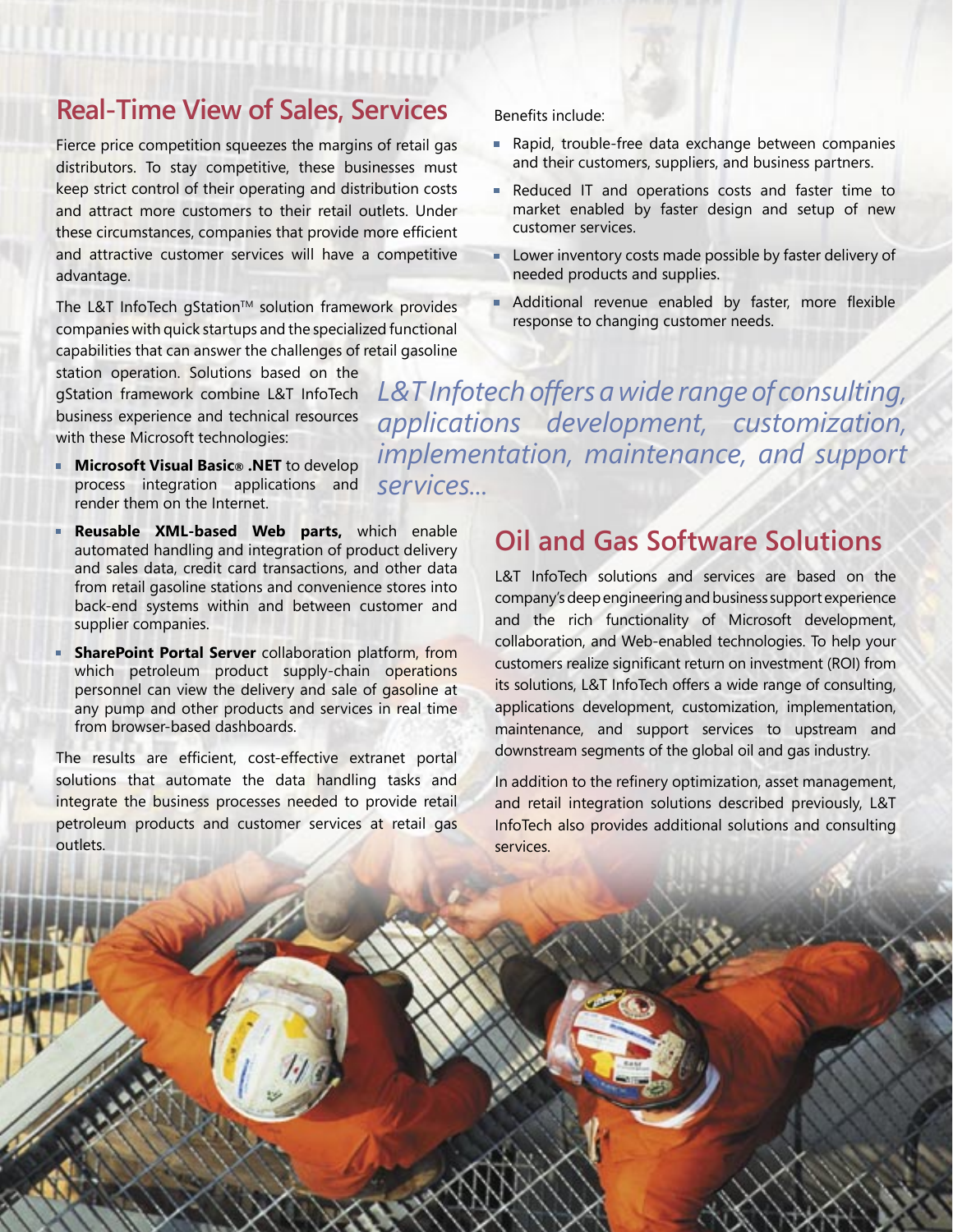## Real-Time View of Sales, Services

Fierce price competition squeezes the margins of retail gas distributors. To stay competitive, these businesses must keep strict control of their operating and distribution costs and attract more customers to their retail outlets. Under these circumstances, companies that provide more efficient and attractive customer services will have a competitive advantage.

The L&T InfoTech gStation™ solution framework provides companies with quick startups and the specialized functional capabilities that can answer the challenges of retail gasoline station operation. Solutions based on the gStation framework combine L&T InfoTech business experience and technical resources with these Microsoft technologies:

- **Microsoft Visual Basic® .NET** to develop process integration applications and render them on the Internet.
- **Reusable XML-based Web parts,** which enable automated handling and integration of product delivery and sales data, credit card transactions, and other data from retail gasoline stations and convenience stores into back-end systems within and between customer and supplier companies.
- **SharePoint Portal Server** collaboration platform, from which petroleum product supply-chain operations personnel can view the delivery and sale of gasoline at any pump and other products and services in real time from browser-based dashboards.

The results are efficient, cost-effective extranet portal solutions that automate the data handling tasks and integrate the business processes needed to provide retail petroleum products and customer services at retail gas outlets.

Benefits include:

- Rapid, trouble-free data exchange between companies and their customers, suppliers, and business partners.
- Reduced IT and operations costs and faster time to market enabled by faster design and setup of new customer services.
- Lower inventory costs made possible by faster delivery of needed products and supplies.
- Additional revenue enabled by faster, more flexible response to changing customer needs.

*L&T Infotech offers a wide range of consulting, applications development, customization, implementation, maintenance, and support services...*

## Oil and Gas Software Solutions

L&T InfoTech solutions and services are based on the company's deep engineering and business support experience and the rich functionality of Microsoft development, collaboration, and Web-enabled technologies. To help your customers realize significant return on investment (ROI) from its solutions, L&T InfoTech offers a wide range of consulting, applications development, customization, implementation, maintenance, and support services to upstream and downstream segments of the global oil and gas industry.

In addition to the refinery optimization, asset management, and retail integration solutions described previously, L&T InfoTech also provides additional solutions and consulting services.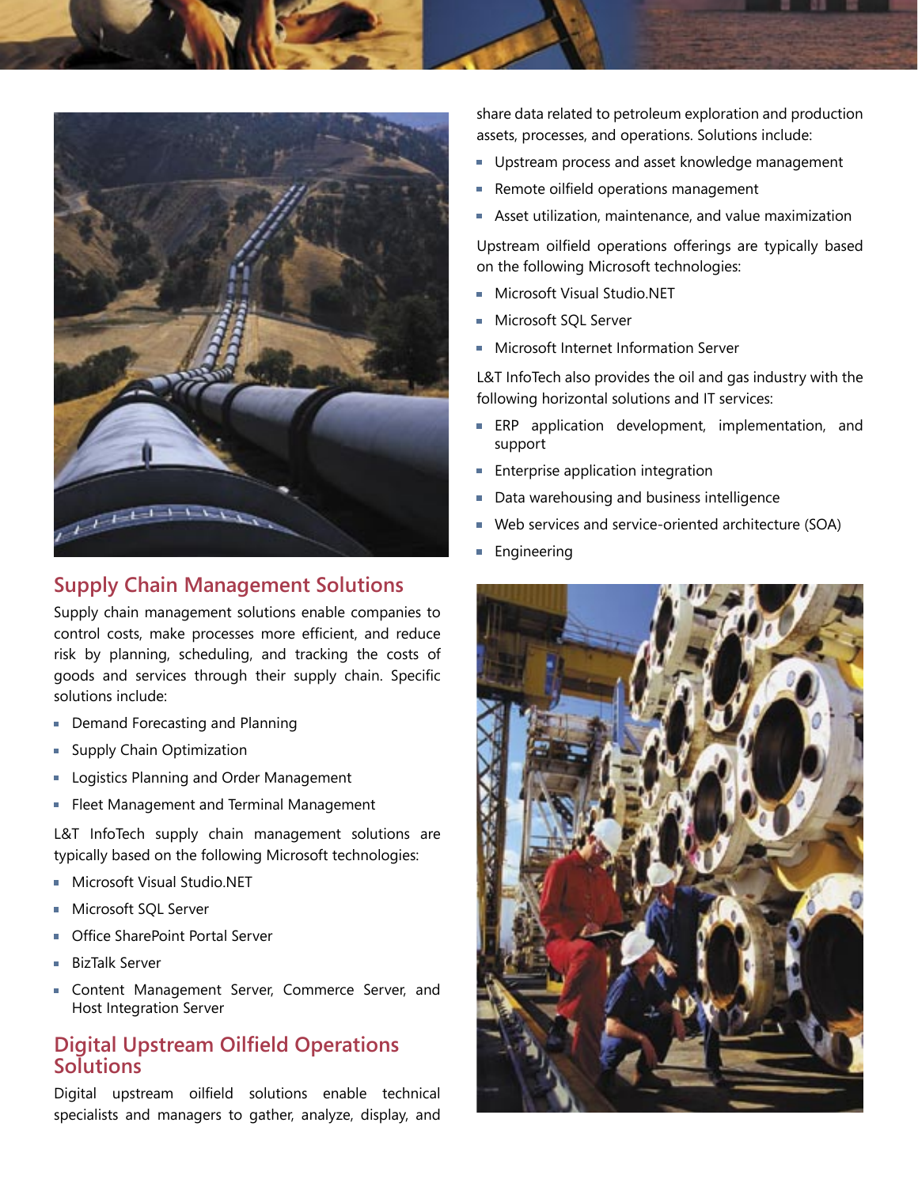## Supply Chain Management Solutions

Supply chain management solutions enable companies to control costs, make processes more efficient, and reduce risk by planning, scheduling, and tracking the costs of goods and services through their supply chain. Specific solutions include:

- Demand Forecasting and Planning
- Supply Chain Optimization
- Logistics Planning and Order Management
- Fleet Management and Terminal Management

L&T InfoTech supply chain management solutions are typically based on the following Microsoft technologies:

- Microsoft Visual Studio.NET
- Microsoft SQL Server
- Office SharePoint Portal Server
- BizTalk Server
- Content Management Server, Commerce Server, and Host Integration Server

## Digital Upstream Oilfield Operations Solutions

Digital upstream oilfield solutions enable technical specialists and managers to gather, analyze, display, and share data related to petroleum exploration and production assets, processes, and operations. Solutions include:

- Upstream process and asset knowledge management
- Remote oilfield operations management
- Asset utilization, maintenance, and value maximization

Upstream oilfield operations offerings are typically based on the following Microsoft technologies:

- Microsoft Visual Studio.NET
- Microsoft SQL Server
- Microsoft Internet Information Server

L&T InfoTech also provides the oil and gas industry with the following horizontal solutions and IT services:

- ERP application development, implementation, and support
- Enterprise application integration
- Data warehousing and business intelligence
- Web services and service-oriented architecture (SOA)
- Engineering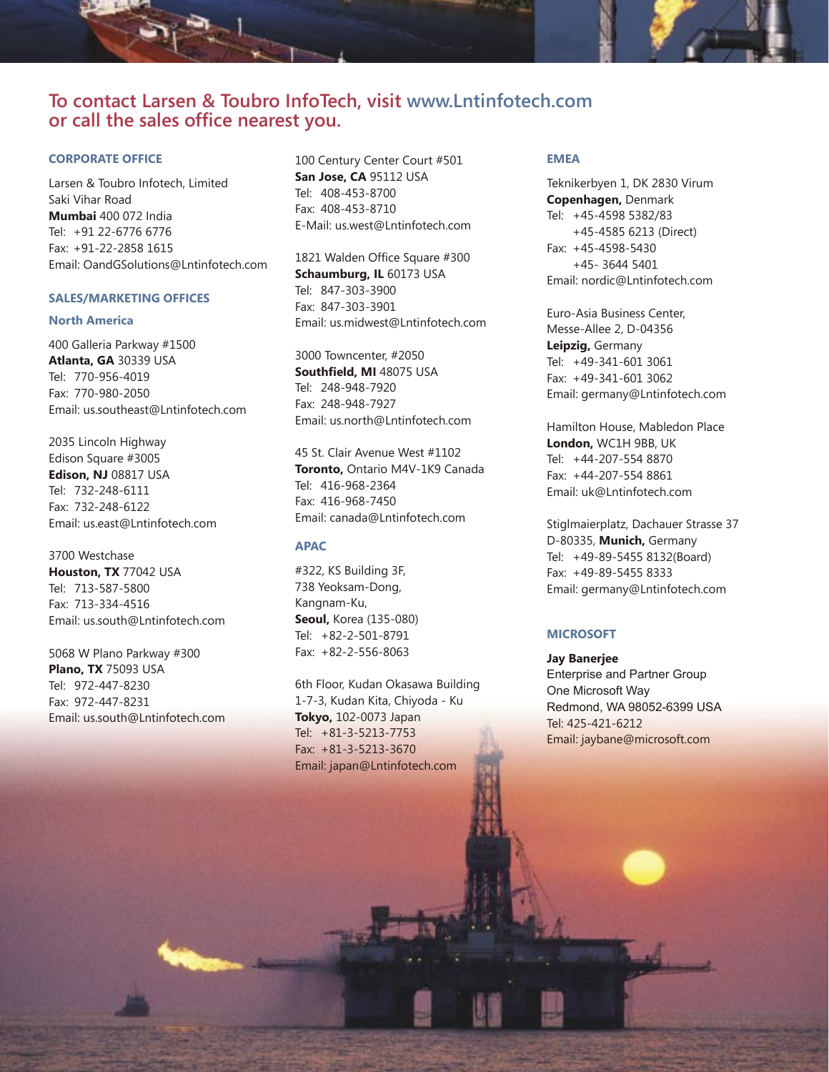## To contact Larsen & Toubro InfoTech, visit www.Lntinfotech.com or call the sales office nearest you.

### CORPORATE OFFICE

Larsen & Toubro Infotech, Limited
Saki Vihar Road
**Mumbai** 400 072 India
Tel: +91 22-6776 6776
Fax: +91-22-2858 1615
Email: OandGSolutions@Lntinfotech.com

### SALES/MARKETING OFFICES

#### North America

400 Galleria Parkway #1500
**Atlanta, GA** 30339 USA
Tel: 770-956-4019
Fax: 770-980-2050
Email: us.southeast@Lntinfotech.com

2035 Lincoln Highway
Edison Square #3005
**Edison, NJ** 08817 USA
Tel: 732-248-6111
Fax: 732-248-6122
Email: us.east@Lntinfotech.com

3700 Westchase
**Houston, TX** 77042 USA
Tel: 713-587-5800
Fax: 713-334-4516
Email: us.south@Lntinfotech.com

5068 W Plano Parkway #300
**Plano, TX** 75093 USA
Tel: 972-447-8230
Fax: 972-447-8231
Email: us.south@Lntinfotech.com

100 Century Center Court #501
**San Jose, CA** 95112 USA
Tel: 408-453-8700
Fax: 408-453-8710
E-Mail: us.west@Lntinfotech.com

1821 Walden Office Square #300
**Schaumburg, IL** 60173 USA
Tel: 847-303-3900
Fax: 847-303-3901
Email: us.midwest@Lntinfotech.com

3000 Towncenter, #2050
**Southfield, MI** 48075 USA
Tel: 248-948-7920
Fax: 248-948-7927
Email: us.north@Lntinfotech.com

45 St. Clair Avenue West #1102
**Toronto,** Ontario M4V-1K9 Canada
Tel: 416-968-2364
Fax: 416-968-7450
Email: canada@Lntinfotech.com

### APAC

#322, KS Building 3F,
738 Yeoksam-Dong,
Kangnam-Ku,
**Seoul,** Korea (135-080)
Tel: +82-2-501-8791
Fax: +82-2-556-8063

6th Floor, Kudan Okasawa Building
1-7-3, Kudan Kita, Chiyoda - Ku
**Tokyo,** 102-0073 Japan
Tel: +81-3-5213-7753
Fax: +81-3-5213-3670
Email: japan@Lntinfotech.com

### EMEA

Teknikerbyen 1, DK 2830 Virum
**Copenhagen,** Denmark
Tel: +45-4598 5382/83
+45-4585 6213 (Direct)
Fax: +45-4598-5430
+45- 3644 5401
Email: nordic@Lntinfotech.com

Euro-Asia Business Center,
Messe-Allee 2, D-04356
**Leipzig,** Germany
Tel: +49-341-601 3061
Fax: +49-341-601 3062
Email: germany@Lntinfotech.com

Hamilton House, Mabledon Place
**London,** WC1H 9BB, UK
Tel: +44-207-554 8870
Fax: +44-207-554 8861
Email: uk@Lntinfotech.com

Stiglmaierplatz, Dachauer Strasse 37
D-80335, **Munich,** Germany
Tel: +49-89-5455 8132(Board)
Fax: +49-89-5455 8333
Email: germany@Lntinfotech.com

### MICROSOFT

**Jay Banerjee**
Enterprise and Partner Group
One Microsoft Way
Redmond, WA 98052-6399 USA
Tel: 425-421-6212
Email: jaybane@microsoft.com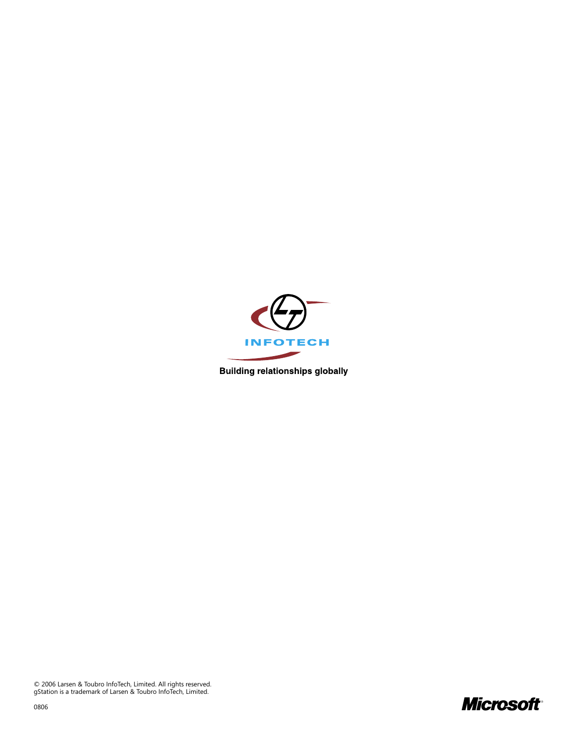INFOTECH

Building relationships globally

© 2006 Larsen & Toubro InfoTech, Limited. All rights reserved.
gStation is a trademark of Larsen & Toubro InfoTech, Limited.

0806

Microsoft